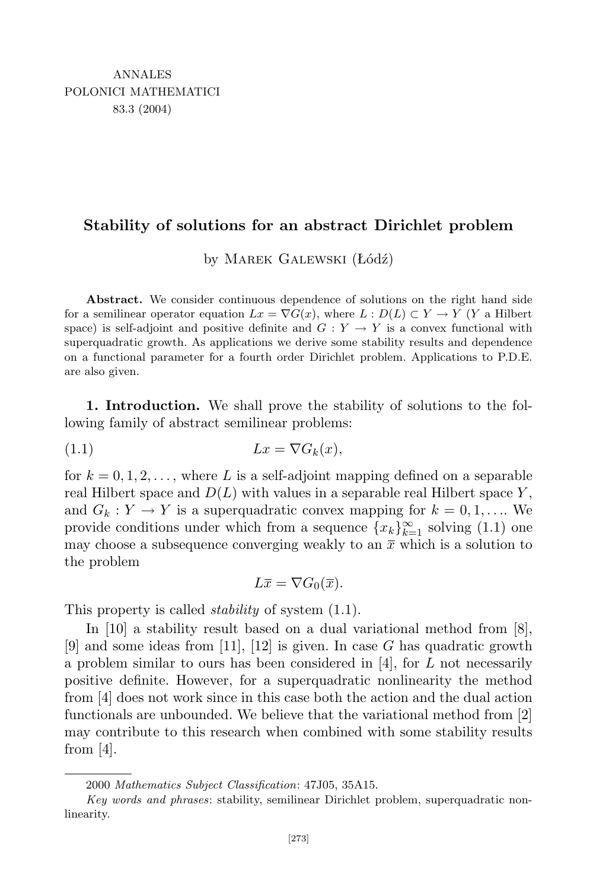ANNALES
POLONICI MATHEMATICI
83.3 (2004)

# Stability of solutions for an abstract Dirichlet problem

by Marek Galewski (Łódź)

**Abstract.** We consider continuous dependence of solutions on the right hand side for a semilinear operator equation $Lx = \nabla G(x)$, where $L : D(L) \subset Y \to Y$ ($Y$ a Hilbert space) is self-adjoint and positive definite and $G : Y \to Y$ is a convex functional with superquadratic growth. As applications we derive some stability results and dependence on a functional parameter for a fourth order Dirichlet problem. Applications to P.D.E. are also given.

**1. Introduction.** We shall prove the stability of solutions to the following family of abstract semilinear problems:

$$Lx = \nabla G_k(x), \tag{1.1}$$

for $k = 0, 1, 2, \ldots$, where $L$ is a self-adjoint mapping defined on a separable real Hilbert space and $D(L)$ with values in a separable real Hilbert space $Y$, and $G_k : Y \to Y$ is a superquadratic convex mapping for $k = 0, 1, \ldots$. We provide conditions under which from a sequence $\{x_k\}_{k=1}^{\infty}$ solving (1.1) one may choose a subsequence converging weakly to an $\overline{x}$ which is a solution to the problem

$$L\overline{x} = \nabla G_0(\overline{x}).$$

This property is called *stability* of system (1.1).

In [10] a stability result based on a dual variational method from [8], [9] and some ideas from [11], [12] is given. In case $G$ has quadratic growth a problem similar to ours has been considered in [4], for $L$ not necessarily positive definite. However, for a superquadratic nonlinearity the method from [4] does not work since in this case both the action and the dual action functionals are unbounded. We believe that the variational method from [2] may contribute to this research when combined with some stability results from [4].

2000 *Mathematics Subject Classification*: 47J05, 35A15.

*Key words and phrases*: stability, semilinear Dirichlet problem, superquadratic nonlinearity.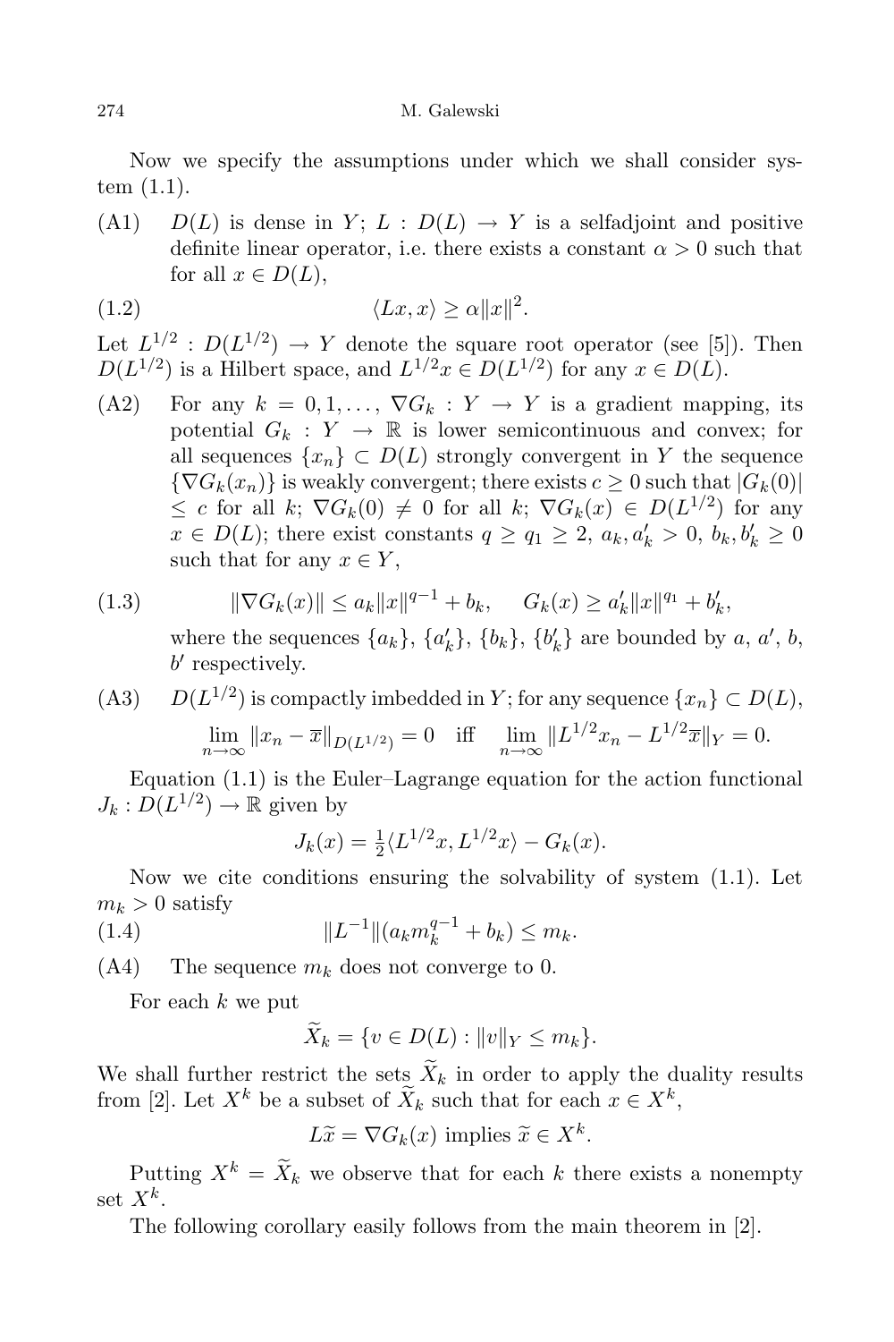Now we specify the assumptions under which we shall consider system (1.1).

(A1) $D(L)$ is dense in $Y$; $L : D(L) \to Y$ is a selfadjoint and positive definite linear operator, i.e. there exists a constant $\alpha > 0$ such that for all $x \in D(L)$,

$$\langle Lx, x\rangle \geq \alpha \|x\|^2. \tag{1.2}$$

Let $L^{1/2} : D(L^{1/2}) \to Y$ denote the square root operator (see [5]). Then $D(L^{1/2})$ is a Hilbert space, and $L^{1/2}x \in D(L^{1/2})$ for any $x \in D(L)$.

(A2) For any $k = 0, 1, \ldots,$ $\nabla G_k : Y \to Y$ is a gradient mapping, its potential $G_k : Y \to \mathbb{R}$ is lower semicontinuous and convex; for all sequences $\{x_n\} \subset D(L)$ strongly convergent in $Y$ the sequence $\{\nabla G_k(x_n)\}$ is weakly convergent; there exists $c \geq 0$ such that $|G_k(0)| \leq c$ for all $k$; $\nabla G_k(0) \neq 0$ for all $k$; $\nabla G_k(x) \in D(L^{1/2})$ for any $x \in D(L)$; there exist constants $q \geq q_1 \geq 2$, $a_k, a'_k > 0$, $b_k, b'_k \geq 0$ such that for any $x \in Y$,

$$\|\nabla G_k(x)\| \leq a_k \|x\|^{q-1} + b_k, \qquad G_k(x) \geq a'_k \|x\|^{q_1} + b'_k, \tag{1.3}$$

where the sequences $\{a_k\}$, $\{a'_k\}$, $\{b_k\}$, $\{b'_k\}$ are bounded by $a$, $a'$, $b$, $b'$ respectively.

(A3) $D(L^{1/2})$ is compactly imbedded in $Y$; for any sequence $\{x_n\} \subset D(L)$,

$$\lim_{n\to\infty} \|x_n - \overline{x}\|_{D(L^{1/2})} = 0 \quad \text{iff} \quad \lim_{n\to\infty} \|L^{1/2}x_n - L^{1/2}\overline{x}\|_Y = 0.$$

Equation (1.1) is the Euler–Lagrange equation for the action functional $J_k : D(L^{1/2}) \to \mathbb{R}$ given by

$$J_k(x) = \tfrac{1}{2}\langle L^{1/2}x, L^{1/2}x\rangle - G_k(x).$$

Now we cite conditions ensuring the solvability of system (1.1). Let $m_k > 0$ satisfy

$$\|L^{-1}\|(a_k m_k^{q-1} + b_k) \leq m_k. \tag{1.4}$$

(A4) The sequence $m_k$ does not converge to 0.

For each $k$ we put

$$\widetilde{X}_k = \{v \in D(L) : \|v\|_Y \leq m_k\}.$$

We shall further restrict the sets $\widetilde{X}_k$ in order to apply the duality results from [2]. Let $X^k$ be a subset of $\widetilde{X}_k$ such that for each $x \in X^k$,

$$L\widetilde{x} = \nabla G_k(x) \text{ implies } \widetilde{x} \in X^k.$$

Putting $X^k = \widetilde{X}_k$ we observe that for each $k$ there exists a nonempty set $X^k$.

The following corollary easily follows from the main theorem in [2].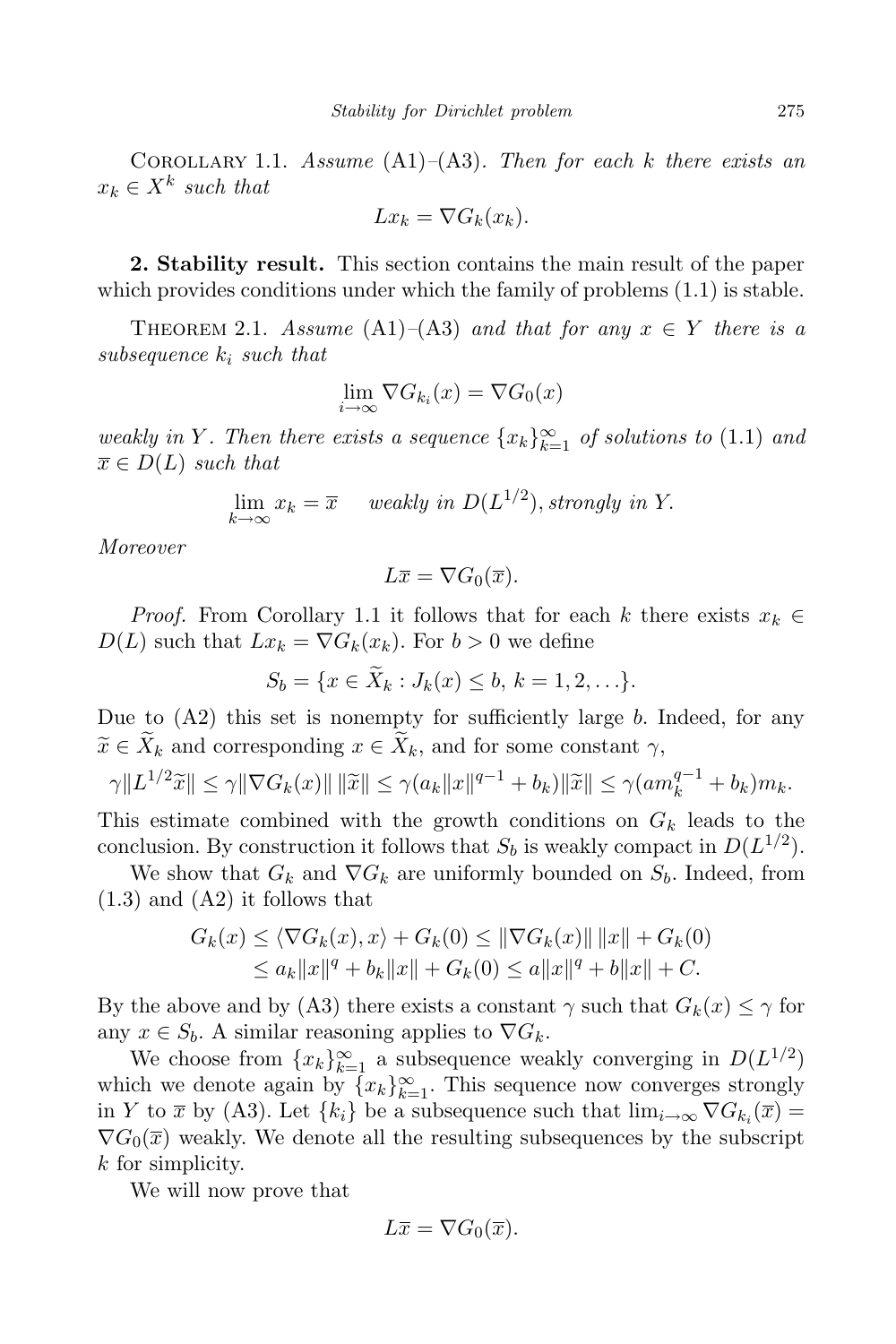Corollary 1.1. *Assume* (A1)–(A3). *Then for each $k$ there exists an $x_k \in X^k$ such that*

$$Lx_k = \nabla G_k(x_k).$$

**2. Stability result.** This section contains the main result of the paper which provides conditions under which the family of problems (1.1) is stable.

Theorem 2.1. *Assume* (A1)–(A3) *and that for any $x \in Y$ there is a subsequence $k_i$ such that*

$$\lim_{i\to\infty} \nabla G_{k_i}(x) = \nabla G_0(x)$$

*weakly in $Y$. Then there exists a sequence $\{x_k\}_{k=1}^{\infty}$ of solutions to* (1.1) *and $\overline{x} \in D(L)$ such that*

$$\lim_{k\to\infty} x_k = \overline{x} \quad \text{ weakly in } D(L^{1/2}), \text{strongly in } Y.$$

*Moreover*

$$L\overline{x} = \nabla G_0(\overline{x}).$$

*Proof.* From Corollary 1.1 it follows that for each $k$ there exists $x_k \in D(L)$ such that $Lx_k = \nabla G_k(x_k)$. For $b > 0$ we define

$$S_b = \{x \in \widetilde{X}_k : J_k(x) \le b,\ k = 1, 2, \ldots\}.$$

Due to (A2) this set is nonempty for sufficiently large $b$. Indeed, for any $\widetilde{x} \in \widetilde{X}_k$ and corresponding $x \in \widetilde{X}_k$, and for some constant $\gamma$,

$$\gamma\|L^{1/2}\widetilde{x}\| \le \gamma\|\nabla G_k(x)\|\,\|\widetilde{x}\| \le \gamma(a_k\|x\|^{q-1} + b_k)\|\widetilde{x}\| \le \gamma(am_k^{q-1} + b_k)m_k.$$

This estimate combined with the growth conditions on $G_k$ leads to the conclusion. By construction it follows that $S_b$ is weakly compact in $D(L^{1/2})$.

We show that $G_k$ and $\nabla G_k$ are uniformly bounded on $S_b$. Indeed, from (1.3) and (A2) it follows that

$$\begin{aligned} G_k(x) &\le \langle \nabla G_k(x), x\rangle + G_k(0) \le \|\nabla G_k(x)\|\,\|x\| + G_k(0) \\ &\le a_k\|x\|^q + b_k\|x\| + G_k(0) \le a\|x\|^q + b\|x\| + C. \end{aligned}$$

By the above and by (A3) there exists a constant $\gamma$ such that $G_k(x) \le \gamma$ for any $x \in S_b$. A similar reasoning applies to $\nabla G_k$.

We choose from $\{x_k\}_{k=1}^{\infty}$ a subsequence weakly converging in $D(L^{1/2})$ which we denote again by $\{x_k\}_{k=1}^{\infty}$. This sequence now converges strongly in $Y$ to $\overline{x}$ by (A3). Let $\{k_i\}$ be a subsequence such that $\lim_{i\to\infty} \nabla G_{k_i}(\overline{x}) = \nabla G_0(\overline{x})$ weakly. We denote all the resulting subsequences by the subscript $k$ for simplicity.

We will now prove that

$$L\overline{x} = \nabla G_0(\overline{x}).$$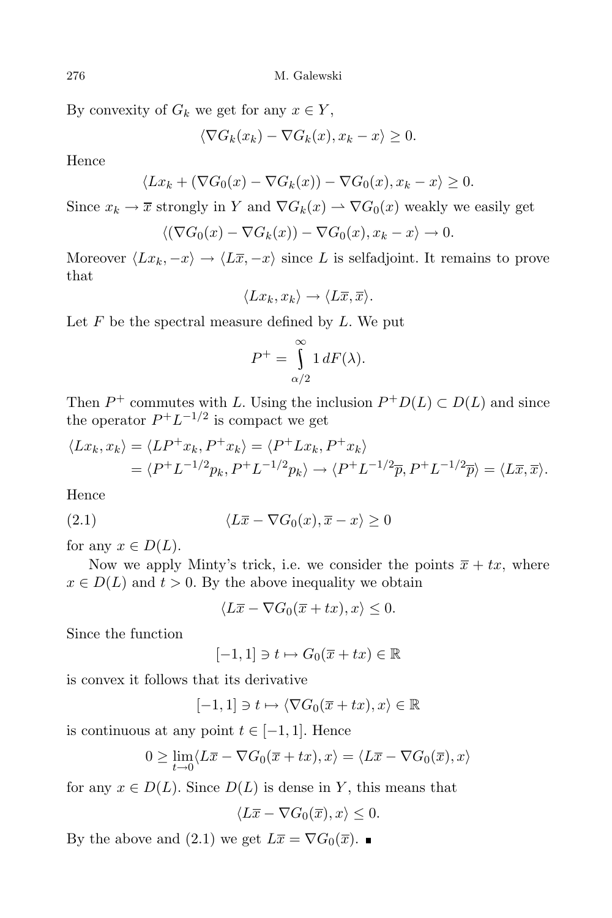By convexity of $G_k$ we get for any $x \in Y$,

$$\langle \nabla G_k(x_k) - \nabla G_k(x), x_k - x \rangle \geq 0.$$

Hence

$$\langle Lx_k + (\nabla G_0(x) - \nabla G_k(x)) - \nabla G_0(x), x_k - x \rangle \geq 0.$$

Since $x_k \to \overline{x}$ strongly in $Y$ and $\nabla G_k(x) \rightharpoonup \nabla G_0(x)$ weakly we easily get

$$\langle (\nabla G_0(x) - \nabla G_k(x)) - \nabla G_0(x), x_k - x \rangle \to 0.$$

Moreover $\langle Lx_k, -x \rangle \to \langle L\overline{x}, -x \rangle$ since $L$ is selfadjoint. It remains to prove that

$$\langle Lx_k, x_k \rangle \to \langle L\overline{x}, \overline{x} \rangle.$$

Let $F$ be the spectral measure defined by $L$. We put

$$P^+ = \int_{\alpha/2}^{\infty} 1 \, dF(\lambda).$$

Then $P^+$ commutes with $L$. Using the inclusion $P^+ D(L) \subset D(L)$ and since the operator $P^+ L^{-1/2}$ is compact we get

$$\begin{aligned} \langle Lx_k, x_k \rangle &= \langle LP^+ x_k, P^+ x_k \rangle = \langle P^+ L x_k, P^+ x_k \rangle \\ &= \langle P^+ L^{-1/2} p_k, P^+ L^{-1/2} p_k \rangle \to \langle P^+ L^{-1/2} \overline{p}, P^+ L^{-1/2} \overline{p} \rangle = \langle L\overline{x}, \overline{x} \rangle. \end{aligned}$$

Hence

$$\langle L\overline{x} - \nabla G_0(x), \overline{x} - x \rangle \geq 0 \tag{2.1}$$

for any $x \in D(L)$.

Now we apply Minty's trick, i.e. we consider the points $\overline{x} + tx$, where $x \in D(L)$ and $t > 0$. By the above inequality we obtain

$$\langle L\overline{x} - \nabla G_0(\overline{x} + tx), x \rangle \leq 0.$$

Since the function

$$[-1, 1] \ni t \mapsto G_0(\overline{x} + tx) \in \mathbb{R}$$

is convex it follows that its derivative

$$[-1, 1] \ni t \mapsto \langle \nabla G_0(\overline{x} + tx), x \rangle \in \mathbb{R}$$

is continuous at any point $t \in [-1, 1]$. Hence

$$0 \geq \lim_{t \to 0} \langle L\overline{x} - \nabla G_0(\overline{x} + tx), x \rangle = \langle L\overline{x} - \nabla G_0(\overline{x}), x \rangle$$

for any $x \in D(L)$. Since $D(L)$ is dense in $Y$, this means that

$$\langle L\overline{x} - \nabla G_0(\overline{x}), x \rangle \leq 0.$$

By the above and (2.1) we get $L\overline{x} = \nabla G_0(\overline{x})$. ∎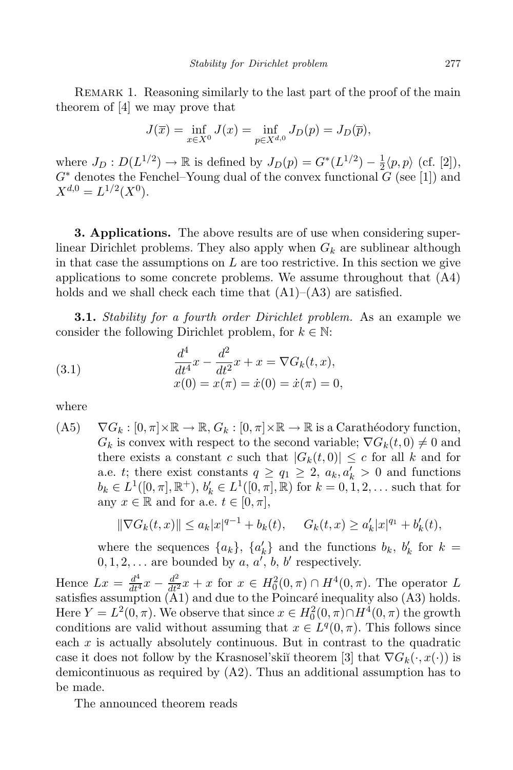Remark 1. Reasoning similarly to the last part of the proof of the main theorem of [4] we may prove that

$$J(\overline{x}) = \inf_{x \in X^0} J(x) = \inf_{p \in X^{d,0}} J_D(p) = J_D(\overline{p}),$$

where $J_D : D(L^{1/2}) \to \mathbb{R}$ is defined by $J_D(p) = G^*(L^{1/2}) - \frac{1}{2}\langle p, p\rangle$ (cf. [2]), $G^*$ denotes the Fenchel–Young dual of the convex functional $G$ (see [1]) and $X^{d,0} = L^{1/2}(X^0)$.

**3. Applications.** The above results are of use when considering superlinear Dirichlet problems. They also apply when $G_k$ are sublinear although in that case the assumptions on $L$ are too restrictive. In this section we give applications to some concrete problems. We assume throughout that (A4) holds and we shall check each time that (A1)–(A3) are satisfied.

**3.1.** *Stability for a fourth order Dirichlet problem.* As an example we consider the following Dirichlet problem, for $k \in \mathbb{N}$:

$$\begin{gathered} \frac{d^4}{dt^4}x - \frac{d^2}{dt^2}x + x = \nabla G_k(t,x), \\ x(0) = x(\pi) = \dot{x}(0) = \dot{x}(\pi) = 0, \end{gathered} \tag{3.1}$$

where

(A5) $\nabla G_k : [0,\pi]\times\mathbb{R} \to \mathbb{R}$, $G_k : [0,\pi]\times\mathbb{R} \to \mathbb{R}$ is a Carathéodory function, $G_k$ is convex with respect to the second variable; $\nabla G_k(t,0) \neq 0$ and there exists a constant $c$ such that $|G_k(t,0)| \le c$ for all $k$ and for a.e. $t$; there exist constants $q \ge q_1 \ge 2$, $a_k, a'_k > 0$ and functions $b_k \in L^1([0,\pi],\mathbb{R}^+)$, $b'_k \in L^1([0,\pi],\mathbb{R})$ for $k = 0,1,2,\ldots$ such that for any $x \in \mathbb{R}$ and for a.e. $t \in [0,\pi]$,

$$\|\nabla G_k(t,x)\| \le a_k|x|^{q-1} + b_k(t), \qquad G_k(t,x) \ge a'_k|x|^{q_1} + b'_k(t),$$

where the sequences $\{a_k\}$, $\{a'_k\}$ and the functions $b_k$, $b'_k$ for $k = 0,1,2,\ldots$ are bounded by $a$, $a'$, $b$, $b'$ respectively.

Hence $Lx = \frac{d^4}{dt^4}x - \frac{d^2}{dt^2}x + x$ for $x \in H_0^2(0,\pi) \cap H^4(0,\pi)$. The operator $L$ satisfies assumption (A1) and due to the Poincaré inequality also (A3) holds. Here $Y = L^2(0,\pi)$. We observe that since $x \in H_0^2(0,\pi)\cap H^4(0,\pi)$ the growth conditions are valid without assuming that $x \in L^q(0,\pi)$. This follows since each $x$ is actually absolutely continuous. But in contrast to the quadratic case it does not follow by the Krasnosel'skiĭ theorem [3] that $\nabla G_k(\cdot, x(\cdot))$ is demicontinuous as required by (A2). Thus an additional assumption has to be made.

The announced theorem reads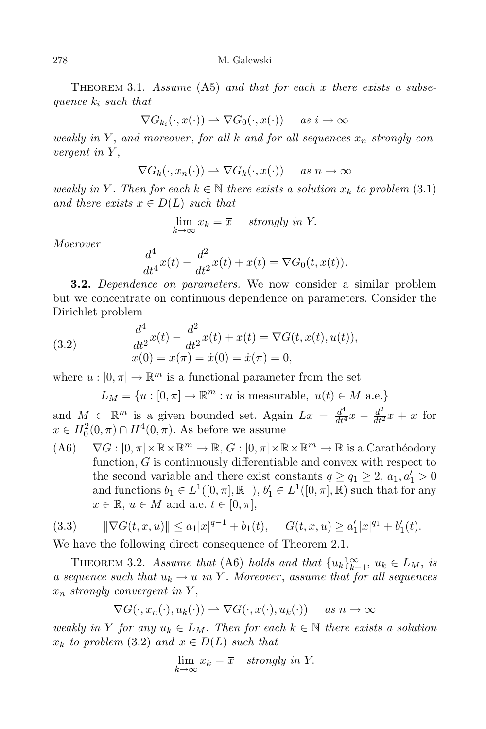**Theorem 3.1.** *Assume* (A5) *and that for each $x$ there exists a subsequence $k_i$ such that*

$$\nabla G_{k_i}(\cdot, x(\cdot)) \rightharpoonup \nabla G_0(\cdot, x(\cdot)) \quad \text{as } i \to \infty$$

*weakly in $Y$, and moreover, for all $k$ and for all sequences $x_n$ strongly convergent in $Y$,*

$$\nabla G_k(\cdot, x_n(\cdot)) \rightharpoonup \nabla G_k(\cdot, x(\cdot)) \quad \text{as } n \to \infty$$

*weakly in $Y$. Then for each $k \in \mathbb{N}$ there exists a solution $x_k$ to problem* (3.1) *and there exists $\overline{x} \in D(L)$ such that*

$$\lim_{k\to\infty} x_k = \overline{x} \quad \text{strongly in } Y.$$

*Moerover*

$$\frac{d^4}{dt^4}\overline{x}(t) - \frac{d^2}{dt^2}\overline{x}(t) + \overline{x}(t) = \nabla G_0(t, \overline{x}(t)).$$

**3.2.** *Dependence on parameters.* We now consider a similar problem but we concentrate on continuous dependence on parameters. Consider the Dirichlet problem

$$\begin{aligned} &\frac{d^4}{dt^2}x(t) - \frac{d^2}{dt^2}x(t) + x(t) = \nabla G(t, x(t), u(t)), \\ &x(0) = x(\pi) = \dot{x}(0) = \dot{x}(\pi) = 0, \end{aligned} \tag{3.2}$$

where $u : [0, \pi] \to \mathbb{R}^m$ is a functional parameter from the set

$$L_M = \{u : [0, \pi] \to \mathbb{R}^m : u \text{ is measurable, } u(t) \in M \text{ a.e.}\}$$

and $M \subset \mathbb{R}^m$ is a given bounded set. Again $Lx = \frac{d^4}{dt^4}x - \frac{d^2}{dt^2}x + x$ for $x \in H_0^2(0, \pi) \cap H^4(0, \pi)$. As before we assume

(A6) $\nabla G : [0, \pi] \times \mathbb{R} \times \mathbb{R}^m \to \mathbb{R}$, $G : [0, \pi] \times \mathbb{R} \times \mathbb{R}^m \to \mathbb{R}$ is a Carathéodory function, $G$ is continuously differentiable and convex with respect to the second variable and there exist constants $q \geq q_1 \geq 2$, $a_1, a_1' > 0$ and functions $b_1 \in L^1([0, \pi], \mathbb{R}^+)$, $b_1' \in L^1([0, \pi], \mathbb{R})$ such that for any $x \in \mathbb{R}$, $u \in M$ and a.e. $t \in [0, \pi]$,

$$\|\nabla G(t, x, u)\| \leq a_1|x|^{q-1} + b_1(t), \qquad G(t, x, u) \geq a_1'|x|^{q_1} + b_1'(t). \tag{3.3}$$

We have the following direct consequence of Theorem 2.1.

**Theorem 3.2.** *Assume that* (A6) *holds and that $\{u_k\}_{k=1}^{\infty}$, $u_k \in L_M$, is a sequence such that $u_k \to \overline{u}$ in $Y$. Moreover, assume that for all sequences $x_n$ strongly convergent in $Y$,*

$$\nabla G(\cdot, x_n(\cdot), u_k(\cdot)) \rightharpoonup \nabla G(\cdot, x(\cdot), u_k(\cdot)) \quad \text{as } n \to \infty$$

*weakly in $Y$ for any $u_k \in L_M$. Then for each $k \in \mathbb{N}$ there exists a solution $x_k$ to problem* (3.2) *and $\overline{x} \in D(L)$ such that*

$$\lim_{k\to\infty} x_k = \overline{x} \quad \text{strongly in } Y.$$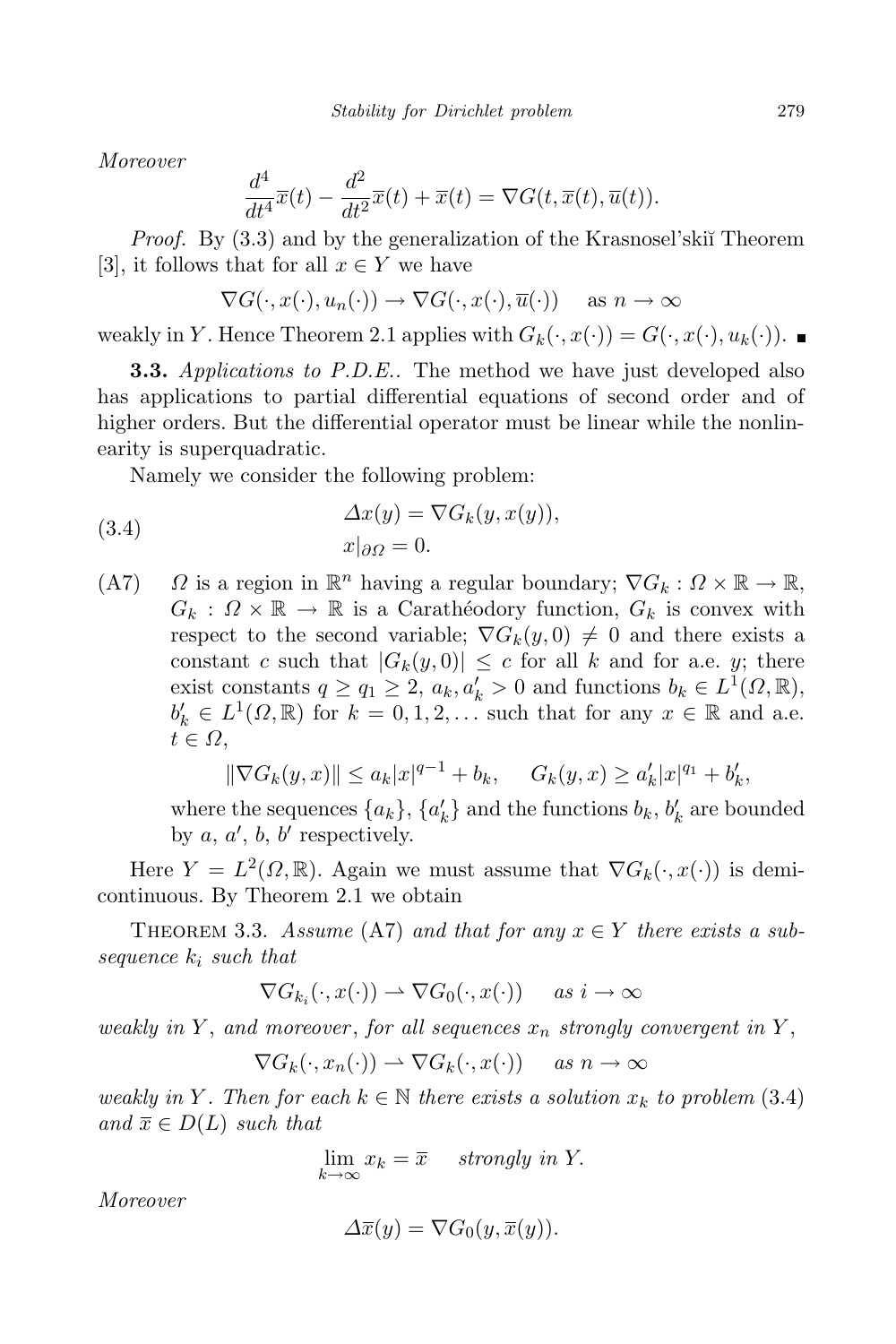*Moreover*

$$\frac{d^4}{dt^4}\overline{x}(t) - \frac{d^2}{dt^2}\overline{x}(t) + \overline{x}(t) = \nabla G(t, \overline{x}(t), \overline{u}(t)).$$

*Proof.* By (3.3) and by the generalization of the Krasnosel'skiĭ Theorem [3], it follows that for all $x \in Y$ we have

$$\nabla G(\cdot, x(\cdot), u_n(\cdot)) \to \nabla G(\cdot, x(\cdot), \overline{u}(\cdot)) \quad \text{as } n \to \infty$$

weakly in $Y$. Hence Theorem 2.1 applies with $G_k(\cdot, x(\cdot)) = G(\cdot, x(\cdot), u_k(\cdot))$. ∎

**3.3.** *Applications to P.D.E.*. The method we have just developed also has applications to partial differential equations of second order and of higher orders. But the differential operator must be linear while the nonlinearity is superquadratic.

Namely we consider the following problem:

$$\begin{aligned} \Delta x(y) &= \nabla G_k(y, x(y)), \\ x|_{\partial\Omega} &= 0. \end{aligned} \tag{3.4}$$

(A7) $\Omega$ is a region in $\mathbb{R}^n$ having a regular boundary; $\nabla G_k : \Omega \times \mathbb{R} \to \mathbb{R}$, $G_k : \Omega \times \mathbb{R} \to \mathbb{R}$ is a Carathéodory function, $G_k$ is convex with respect to the second variable; $\nabla G_k(y, 0) \neq 0$ and there exists a constant $c$ such that $|G_k(y, 0)| \leq c$ for all $k$ and for a.e. $y$; there exist constants $q \geq q_1 \geq 2$, $a_k, a'_k > 0$ and functions $b_k \in L^1(\Omega, \mathbb{R})$, $b'_k \in L^1(\Omega, \mathbb{R})$ for $k = 0, 1, 2, \ldots$ such that for any $x \in \mathbb{R}$ and a.e. $t \in \Omega$,

$$\|\nabla G_k(y, x)\| \leq a_k|x|^{q-1} + b_k, \qquad G_k(y, x) \geq a'_k|x|^{q_1} + b'_k,$$

where the sequences $\{a_k\}$, $\{a'_k\}$ and the functions $b_k$, $b'_k$ are bounded by $a$, $a'$, $b$, $b'$ respectively.

Here $Y = L^2(\Omega, \mathbb{R})$. Again we must assume that $\nabla G_k(\cdot, x(\cdot))$ is demicontinuous. By Theorem 2.1 we obtain

THEOREM 3.3. *Assume* (A7) *and that for any $x \in Y$ there exists a subsequence $k_i$ such that*

$$\nabla G_{k_i}(\cdot, x(\cdot)) \rightharpoonup \nabla G_0(\cdot, x(\cdot)) \quad \text{as } i \to \infty$$

*weakly in $Y$, and moreover, for all sequences $x_n$ strongly convergent in $Y$,*

$$\nabla G_k(\cdot, x_n(\cdot)) \rightharpoonup \nabla G_k(\cdot, x(\cdot)) \quad \text{as } n \to \infty$$

*weakly in $Y$. Then for each $k \in \mathbb{N}$ there exists a solution $x_k$ to problem* (3.4) *and $\overline{x} \in D(L)$ such that*

$$\lim_{k\to\infty} x_k = \overline{x} \quad \text{strongly in } Y.$$

*Moreover*

$$\Delta\overline{x}(y) = \nabla G_0(y, \overline{x}(y)).$$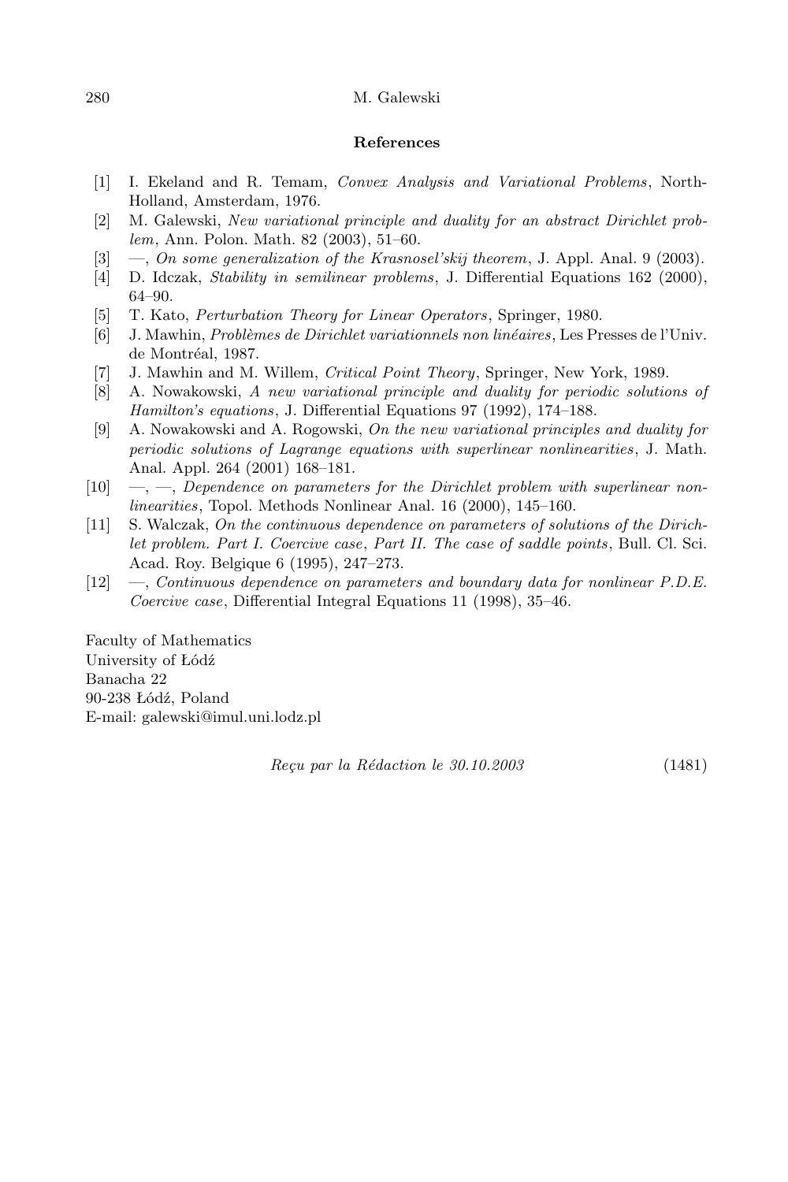## References

[1] I. Ekeland and R. Temam, *Convex Analysis and Variational Problems*, North-Holland, Amsterdam, 1976.

[2] M. Galewski, *New variational principle and duality for an abstract Dirichlet problem*, Ann. Polon. Math. 82 (2003), 51–60.

[3] —, *On some generalization of the Krasnosel'skij theorem*, J. Appl. Anal. 9 (2003).

[4] D. Idczak, *Stability in semilinear problems*, J. Differential Equations 162 (2000), 64–90.

[5] T. Kato, *Perturbation Theory for Linear Operators*, Springer, 1980.

[6] J. Mawhin, *Problèmes de Dirichlet variationnels non linéaires*, Les Presses de l'Univ. de Montréal, 1987.

[7] J. Mawhin and M. Willem, *Critical Point Theory*, Springer, New York, 1989.

[8] A. Nowakowski, *A new variational principle and duality for periodic solutions of Hamilton's equations*, J. Differential Equations 97 (1992), 174–188.

[9] A. Nowakowski and A. Rogowski, *On the new variational principles and duality for periodic solutions of Lagrange equations with superlinear nonlinearities*, J. Math. Anal. Appl. 264 (2001) 168–181.

[10] —, —, *Dependence on parameters for the Dirichlet problem with superlinear nonlinearities*, Topol. Methods Nonlinear Anal. 16 (2000), 145–160.

[11] S. Walczak, *On the continuous dependence on parameters of solutions of the Dirichlet problem. Part I. Coercive case*, *Part II. The case of saddle points*, Bull. Cl. Sci. Acad. Roy. Belgique 6 (1995), 247–273.

[12] —, *Continuous dependence on parameters and boundary data for nonlinear P.D.E. Coercive case*, Differential Integral Equations 11 (1998), 35–46.

Faculty of Mathematics
University of Łódź
Banacha 22
90-238 Łódź, Poland
E-mail: galewski@imul.uni.lodz.pl

*Reçu par la Rédaction le 30.10.2003* (1481)